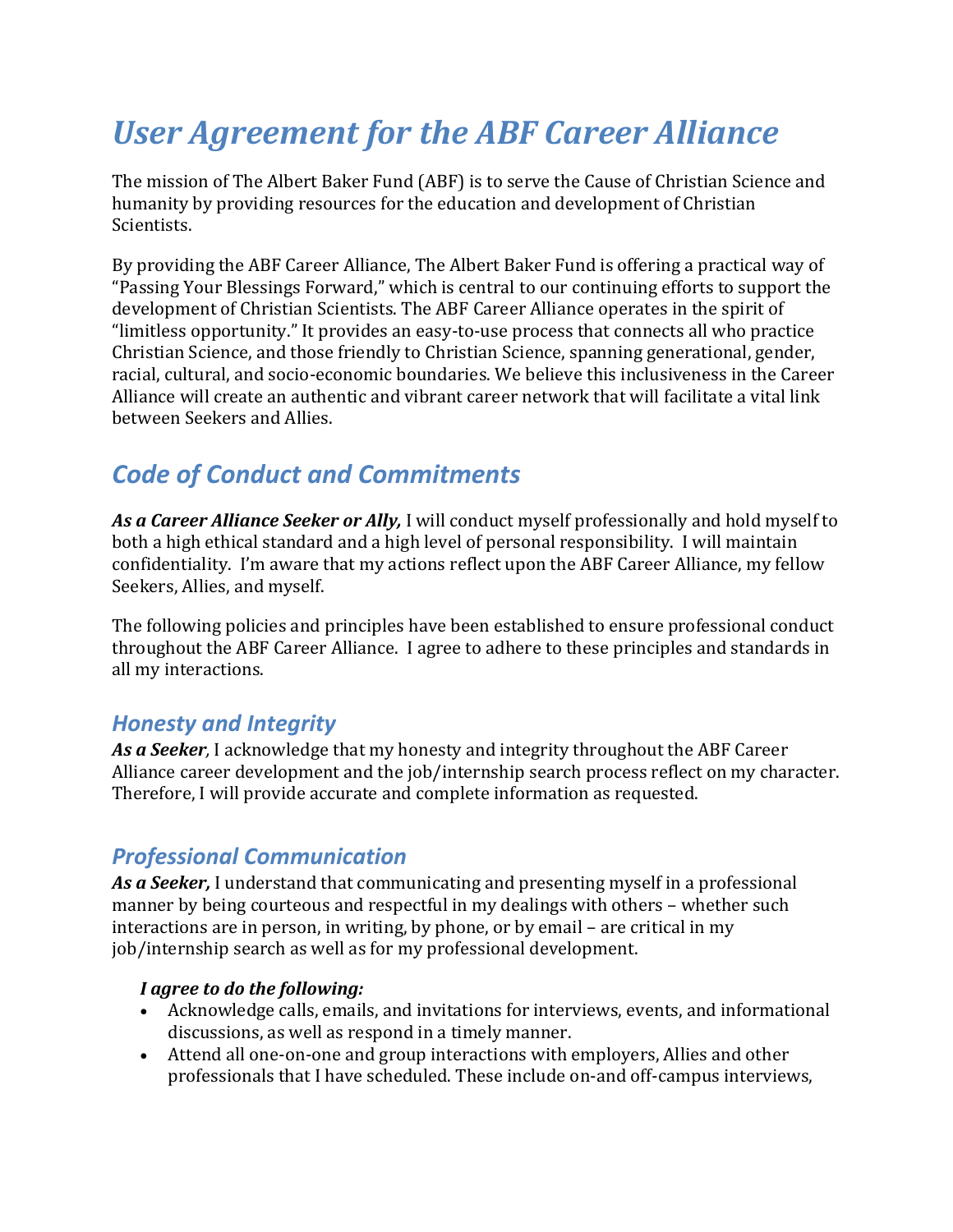# *User Agreement for the ABF Career Alliance*

The mission of The Albert Baker Fund (ABF) is to serve the Cause of Christian Science and humanity by providing resources for the education and development of Christian Scientists.

By providing the ABF Career Alliance, The Albert Baker Fund is offering a practical way of "Passing Your Blessings Forward," which is central to our continuing efforts to support the development of Christian Scientists. The ABF Career Alliance operates in the spirit of "limitless opportunity." It provides an easy-to-use process that connects all who practice Christian Science, and those friendly to Christian Science, spanning generational, gender, racial, cultural, and socio-economic boundaries. We believe this inclusiveness in the Career Alliance will create an authentic and vibrant career network that will facilitate a vital link between Seekers and Allies.

## *Code of Conduct and Commitments*

***As a Career Alliance Seeker or Ally,*** I will conduct myself professionally and hold myself to both a high ethical standard and a high level of personal responsibility. I will maintain confidentiality. I'm aware that my actions reflect upon the ABF Career Alliance, my fellow Seekers, Allies, and myself.

The following policies and principles have been established to ensure professional conduct throughout the ABF Career Alliance. I agree to adhere to these principles and standards in all my interactions.

### *Honesty and Integrity*

***As a Seeker,*** I acknowledge that my honesty and integrity throughout the ABF Career Alliance career development and the job/internship search process reflect on my character. Therefore, I will provide accurate and complete information as requested.

### *Professional Communication*

***As a Seeker,*** I understand that communicating and presenting myself in a professional manner by being courteous and respectful in my dealings with others – whether such interactions are in person, in writing, by phone, or by email – are critical in my job/internship search as well as for my professional development.

***I agree to do the following:***

- Acknowledge calls, emails, and invitations for interviews, events, and informational discussions, as well as respond in a timely manner.
- Attend all one-on-one and group interactions with employers, Allies and other professionals that I have scheduled. These include on-and off-campus interviews,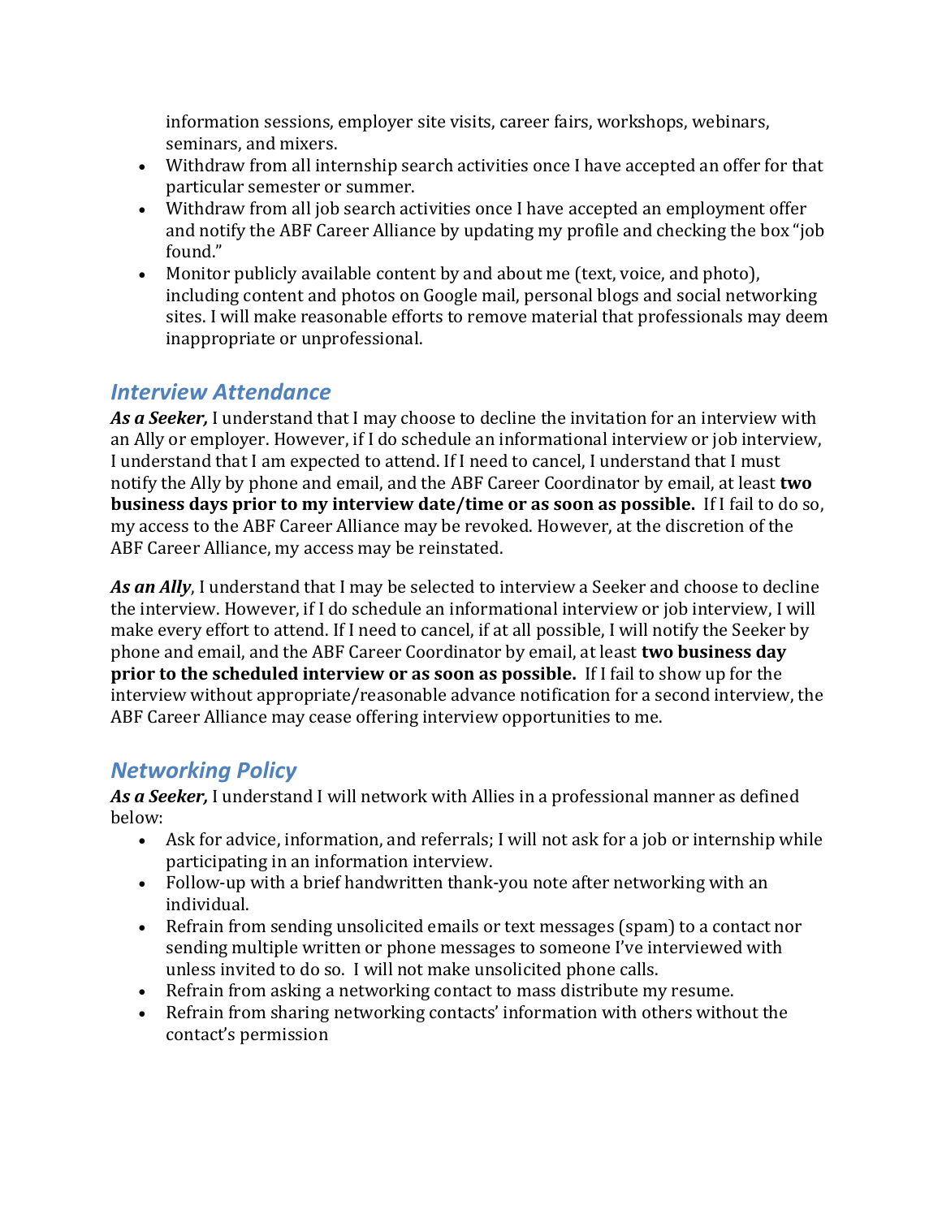- information sessions, employer site visits, career fairs, workshops, webinars, seminars, and mixers.
- Withdraw from all internship search activities once I have accepted an offer for that particular semester or summer.
- Withdraw from all job search activities once I have accepted an employment offer and notify the ABF Career Alliance by updating my profile and checking the box "job found."
- Monitor publicly available content by and about me (text, voice, and photo), including content and photos on Google mail, personal blogs and social networking sites. I will make reasonable efforts to remove material that professionals may deem inappropriate or unprofessional.

## *Interview Attendance*

***As a Seeker,*** I understand that I may choose to decline the invitation for an interview with an Ally or employer. However, if I do schedule an informational interview or job interview, I understand that I am expected to attend. If I need to cancel, I understand that I must notify the Ally by phone and email, and the ABF Career Coordinator by email, at least **two business days prior to my interview date/time or as soon as possible.** If I fail to do so, my access to the ABF Career Alliance may be revoked. However, at the discretion of the ABF Career Alliance, my access may be reinstated.

***As an Ally***, I understand that I may be selected to interview a Seeker and choose to decline the interview. However, if I do schedule an informational interview or job interview, I will make every effort to attend. If I need to cancel, if at all possible, I will notify the Seeker by phone and email, and the ABF Career Coordinator by email, at least **two business day prior to the scheduled interview or as soon as possible.** If I fail to show up for the interview without appropriate/reasonable advance notification for a second interview, the ABF Career Alliance may cease offering interview opportunities to me.

## *Networking Policy*

***As a Seeker,*** I understand I will network with Allies in a professional manner as defined below:

- Ask for advice, information, and referrals; I will not ask for a job or internship while participating in an information interview.
- Follow-up with a brief handwritten thank-you note after networking with an individual.
- Refrain from sending unsolicited emails or text messages (spam) to a contact nor sending multiple written or phone messages to someone I've interviewed with unless invited to do so. I will not make unsolicited phone calls.
- Refrain from asking a networking contact to mass distribute my resume.
- Refrain from sharing networking contacts' information with others without the contact's permission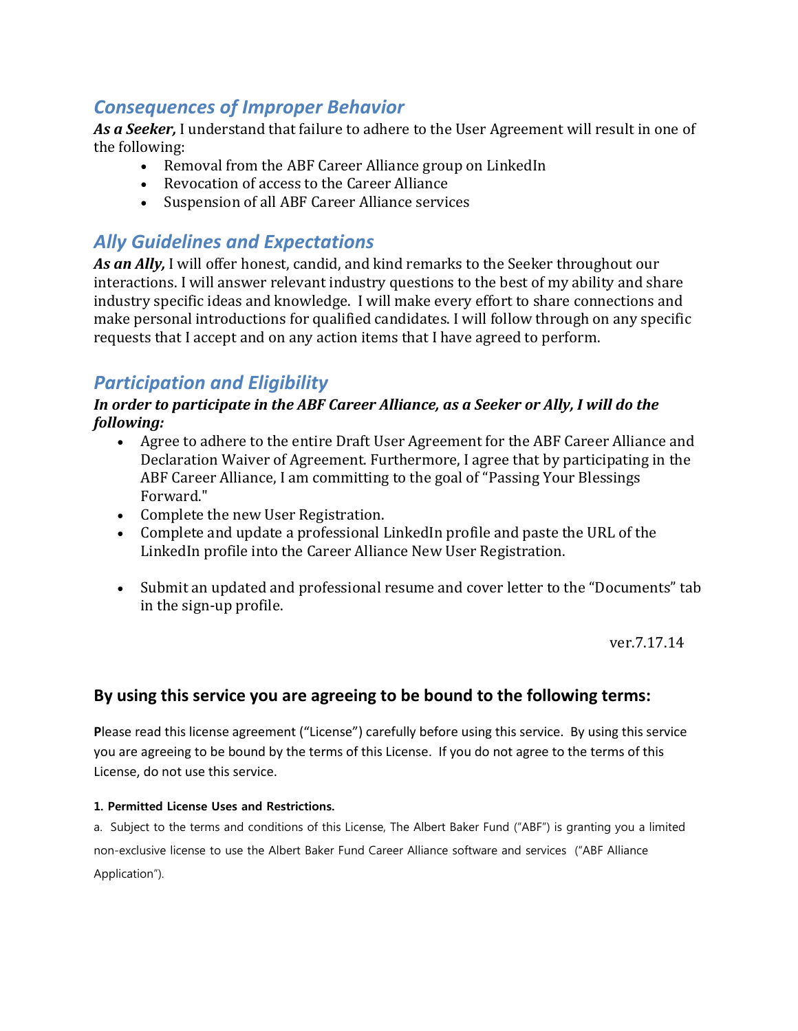## *Consequences of Improper Behavior*

***As a Seeker,*** I understand that failure to adhere to the User Agreement will result in one of the following:

- Removal from the ABF Career Alliance group on LinkedIn
- Revocation of access to the Career Alliance
- Suspension of all ABF Career Alliance services

## *Ally Guidelines and Expectations*

***As an Ally,*** I will offer honest, candid, and kind remarks to the Seeker throughout our interactions. I will answer relevant industry questions to the best of my ability and share industry specific ideas and knowledge. I will make every effort to share connections and make personal introductions for qualified candidates. I will follow through on any specific requests that I accept and on any action items that I have agreed to perform.

## *Participation and Eligibility*

***In order to participate in the ABF Career Alliance, as a Seeker or Ally, I will do the following:***

- Agree to adhere to the entire Draft User Agreement for the ABF Career Alliance and Declaration Waiver of Agreement. Furthermore, I agree that by participating in the ABF Career Alliance, I am committing to the goal of "Passing Your Blessings Forward."
- Complete the new User Registration.
- Complete and update a professional LinkedIn profile and paste the URL of the LinkedIn profile into the Career Alliance New User Registration.
- Submit an updated and professional resume and cover letter to the "Documents" tab in the sign-up profile.

ver.7.17.14

### By using this service you are agreeing to be bound to the following terms:

**P**lease read this license agreement ("License") carefully before using this service. By using this service you are agreeing to be bound by the terms of this License. If you do not agree to the terms of this License, do not use this service.

**1. Permitted License Uses and Restrictions.**

a. Subject to the terms and conditions of this License, The Albert Baker Fund ("ABF") is granting you a limited non-exclusive license to use the Albert Baker Fund Career Alliance software and services ("ABF Alliance Application").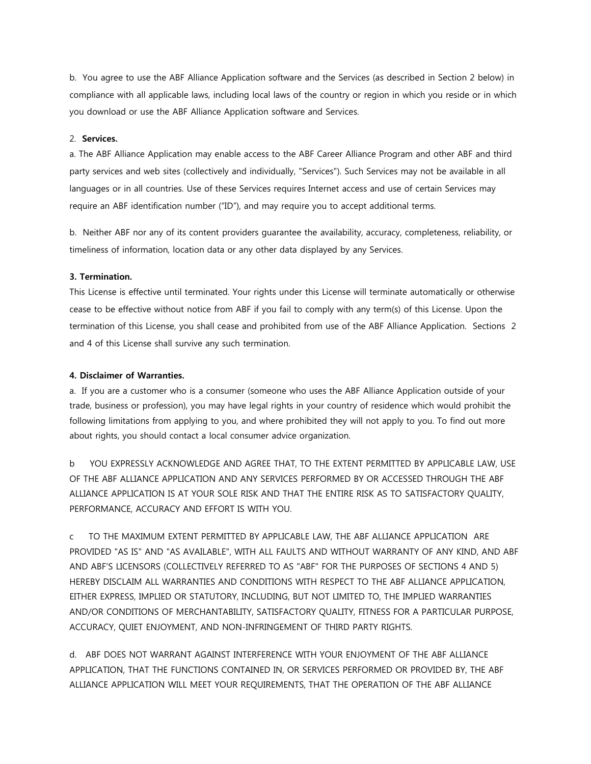b. You agree to use the ABF Alliance Application software and the Services (as described in Section 2 below) in compliance with all applicable laws, including local laws of the country or region in which you reside or in which you download or use the ABF Alliance Application software and Services.

2. **Services.**

a. The ABF Alliance Application may enable access to the ABF Career Alliance Program and other ABF and third party services and web sites (collectively and individually, "Services"). Such Services may not be available in all languages or in all countries. Use of these Services requires Internet access and use of certain Services may require an ABF identification number ("ID"), and may require you to accept additional terms.

b. Neither ABF nor any of its content providers guarantee the availability, accuracy, completeness, reliability, or timeliness of information, location data or any other data displayed by any Services.

**3. Termination.**

This License is effective until terminated. Your rights under this License will terminate automatically or otherwise cease to be effective without notice from ABF if you fail to comply with any term(s) of this License. Upon the termination of this License, you shall cease and prohibited from use of the ABF Alliance Application. Sections 2 and 4 of this License shall survive any such termination.

**4. Disclaimer of Warranties.**

a. If you are a customer who is a consumer (someone who uses the ABF Alliance Application outside of your trade, business or profession), you may have legal rights in your country of residence which would prohibit the following limitations from applying to you, and where prohibited they will not apply to you. To find out more about rights, you should contact a local consumer advice organization.

b YOU EXPRESSLY ACKNOWLEDGE AND AGREE THAT, TO THE EXTENT PERMITTED BY APPLICABLE LAW, USE OF THE ABF ALLIANCE APPLICATION AND ANY SERVICES PERFORMED BY OR ACCESSED THROUGH THE ABF ALLIANCE APPLICATION IS AT YOUR SOLE RISK AND THAT THE ENTIRE RISK AS TO SATISFACTORY QUALITY, PERFORMANCE, ACCURACY AND EFFORT IS WITH YOU.

c TO THE MAXIMUM EXTENT PERMITTED BY APPLICABLE LAW, THE ABF ALLIANCE APPLICATION ARE PROVIDED "AS IS" AND "AS AVAILABLE", WITH ALL FAULTS AND WITHOUT WARRANTY OF ANY KIND, AND ABF AND ABF'S LICENSORS (COLLECTIVELY REFERRED TO AS "ABF" FOR THE PURPOSES OF SECTIONS 4 AND 5) HEREBY DISCLAIM ALL WARRANTIES AND CONDITIONS WITH RESPECT TO THE ABF ALLIANCE APPLICATION, EITHER EXPRESS, IMPLIED OR STATUTORY, INCLUDING, BUT NOT LIMITED TO, THE IMPLIED WARRANTIES AND/OR CONDITIONS OF MERCHANTABILITY, SATISFACTORY QUALITY, FITNESS FOR A PARTICULAR PURPOSE, ACCURACY, QUIET ENJOYMENT, AND NON-INFRINGEMENT OF THIRD PARTY RIGHTS.

d. ABF DOES NOT WARRANT AGAINST INTERFERENCE WITH YOUR ENJOYMENT OF THE ABF ALLIANCE APPLICATION, THAT THE FUNCTIONS CONTAINED IN, OR SERVICES PERFORMED OR PROVIDED BY, THE ABF ALLIANCE APPLICATION WILL MEET YOUR REQUIREMENTS, THAT THE OPERATION OF THE ABF ALLIANCE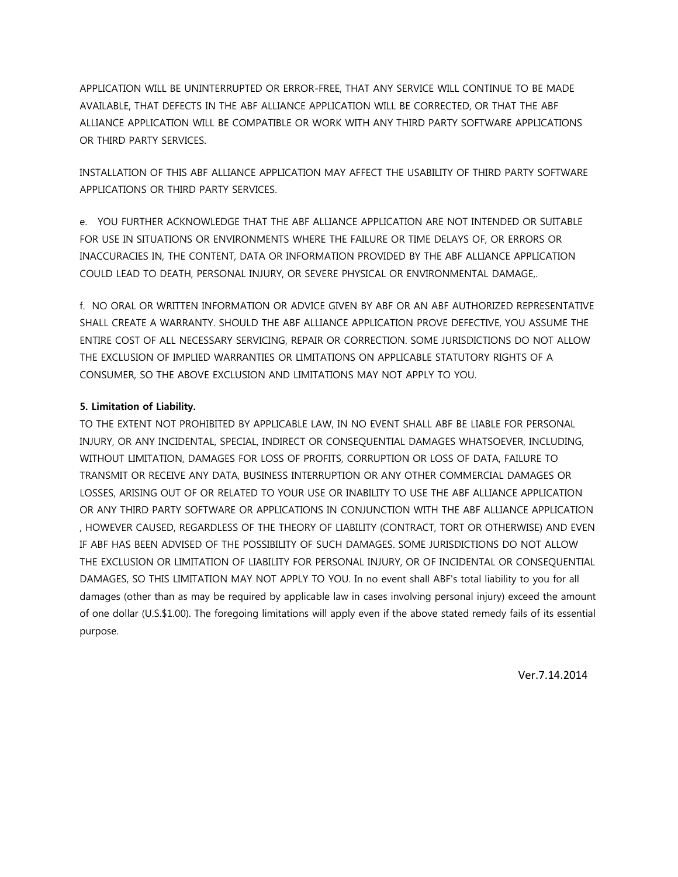APPLICATION WILL BE UNINTERRUPTED OR ERROR-FREE, THAT ANY SERVICE WILL CONTINUE TO BE MADE AVAILABLE, THAT DEFECTS IN THE ABF ALLIANCE APPLICATION WILL BE CORRECTED, OR THAT THE ABF ALLIANCE APPLICATION WILL BE COMPATIBLE OR WORK WITH ANY THIRD PARTY SOFTWARE APPLICATIONS OR THIRD PARTY SERVICES.

INSTALLATION OF THIS ABF ALLIANCE APPLICATION MAY AFFECT THE USABILITY OF THIRD PARTY SOFTWARE APPLICATIONS OR THIRD PARTY SERVICES.

e. YOU FURTHER ACKNOWLEDGE THAT THE ABF ALLIANCE APPLICATION ARE NOT INTENDED OR SUITABLE FOR USE IN SITUATIONS OR ENVIRONMENTS WHERE THE FAILURE OR TIME DELAYS OF, OR ERRORS OR INACCURACIES IN, THE CONTENT, DATA OR INFORMATION PROVIDED BY THE ABF ALLIANCE APPLICATION COULD LEAD TO DEATH, PERSONAL INJURY, OR SEVERE PHYSICAL OR ENVIRONMENTAL DAMAGE,.

f. NO ORAL OR WRITTEN INFORMATION OR ADVICE GIVEN BY ABF OR AN ABF AUTHORIZED REPRESENTATIVE SHALL CREATE A WARRANTY. SHOULD THE ABF ALLIANCE APPLICATION PROVE DEFECTIVE, YOU ASSUME THE ENTIRE COST OF ALL NECESSARY SERVICING, REPAIR OR CORRECTION. SOME JURISDICTIONS DO NOT ALLOW THE EXCLUSION OF IMPLIED WARRANTIES OR LIMITATIONS ON APPLICABLE STATUTORY RIGHTS OF A CONSUMER, SO THE ABOVE EXCLUSION AND LIMITATIONS MAY NOT APPLY TO YOU.

**5. Limitation of Liability.**

TO THE EXTENT NOT PROHIBITED BY APPLICABLE LAW, IN NO EVENT SHALL ABF BE LIABLE FOR PERSONAL INJURY, OR ANY INCIDENTAL, SPECIAL, INDIRECT OR CONSEQUENTIAL DAMAGES WHATSOEVER, INCLUDING, WITHOUT LIMITATION, DAMAGES FOR LOSS OF PROFITS, CORRUPTION OR LOSS OF DATA, FAILURE TO TRANSMIT OR RECEIVE ANY DATA, BUSINESS INTERRUPTION OR ANY OTHER COMMERCIAL DAMAGES OR LOSSES, ARISING OUT OF OR RELATED TO YOUR USE OR INABILITY TO USE THE ABF ALLIANCE APPLICATION OR ANY THIRD PARTY SOFTWARE OR APPLICATIONS IN CONJUNCTION WITH THE ABF ALLIANCE APPLICATION , HOWEVER CAUSED, REGARDLESS OF THE THEORY OF LIABILITY (CONTRACT, TORT OR OTHERWISE) AND EVEN IF ABF HAS BEEN ADVISED OF THE POSSIBILITY OF SUCH DAMAGES. SOME JURISDICTIONS DO NOT ALLOW THE EXCLUSION OR LIMITATION OF LIABILITY FOR PERSONAL INJURY, OR OF INCIDENTAL OR CONSEQUENTIAL DAMAGES, SO THIS LIMITATION MAY NOT APPLY TO YOU. In no event shall ABF's total liability to you for all damages (other than as may be required by applicable law in cases involving personal injury) exceed the amount of one dollar (U.S.$1.00). The foregoing limitations will apply even if the above stated remedy fails of its essential purpose.

Ver.7.14.2014